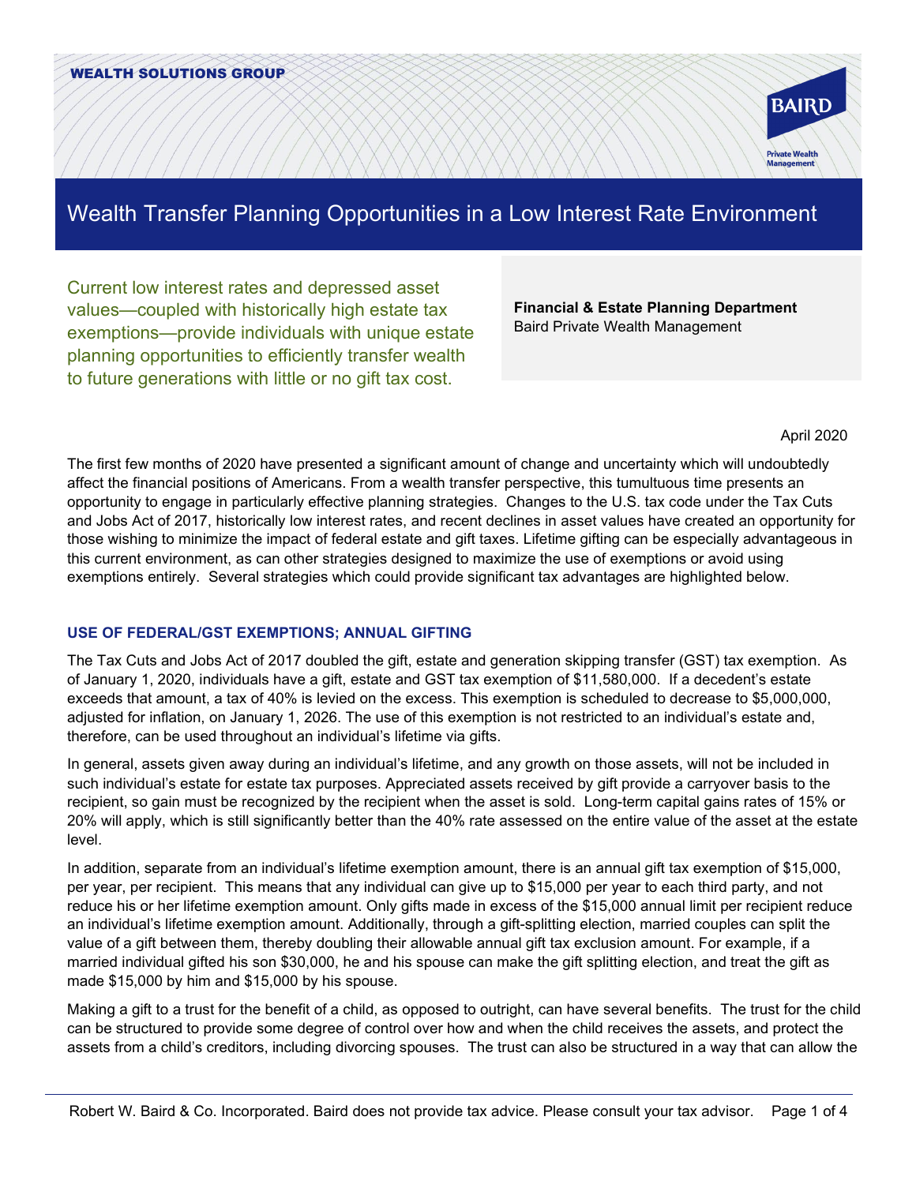WEALTH SOLUTIONS GROUP

# Wealth Transfer Planning Opportunities in a Low Interest Rate Environment

Current low interest rates and depressed asset values—coupled with historically high estate tax exemptions—provide individuals with unique estate planning opportunities to efficiently transfer wealth to future generations with little or no gift tax cost.

**Financial & Estate Planning Department**
Baird Private Wealth Management

April 2020

The first few months of 2020 have presented a significant amount of change and uncertainty which will undoubtedly affect the financial positions of Americans. From a wealth transfer perspective, this tumultuous time presents an opportunity to engage in particularly effective planning strategies. Changes to the U.S. tax code under the Tax Cuts and Jobs Act of 2017, historically low interest rates, and recent declines in asset values have created an opportunity for those wishing to minimize the impact of federal estate and gift taxes. Lifetime gifting can be especially advantageous in this current environment, as can other strategies designed to maximize the use of exemptions or avoid using exemptions entirely. Several strategies which could provide significant tax advantages are highlighted below.

## USE OF FEDERAL/GST EXEMPTIONS; ANNUAL GIFTING

The Tax Cuts and Jobs Act of 2017 doubled the gift, estate and generation skipping transfer (GST) tax exemption. As of January 1, 2020, individuals have a gift, estate and GST tax exemption of $11,580,000. If a decedent's estate exceeds that amount, a tax of 40% is levied on the excess. This exemption is scheduled to decrease to $5,000,000, adjusted for inflation, on January 1, 2026. The use of this exemption is not restricted to an individual's estate and, therefore, can be used throughout an individual's lifetime via gifts.

In general, assets given away during an individual's lifetime, and any growth on those assets, will not be included in such individual's estate for estate tax purposes. Appreciated assets received by gift provide a carryover basis to the recipient, so gain must be recognized by the recipient when the asset is sold. Long-term capital gains rates of 15% or 20% will apply, which is still significantly better than the 40% rate assessed on the entire value of the asset at the estate level.

In addition, separate from an individual's lifetime exemption amount, there is an annual gift tax exemption of $15,000, per year, per recipient. This means that any individual can give up to $15,000 per year to each third party, and not reduce his or her lifetime exemption amount. Only gifts made in excess of the $15,000 annual limit per recipient reduce an individual's lifetime exemption amount. Additionally, through a gift-splitting election, married couples can split the value of a gift between them, thereby doubling their allowable annual gift tax exclusion amount. For example, if a married individual gifted his son $30,000, he and his spouse can make the gift splitting election, and treat the gift as made $15,000 by him and $15,000 by his spouse.

Making a gift to a trust for the benefit of a child, as opposed to outright, can have several benefits. The trust for the child can be structured to provide some degree of control over how and when the child receives the assets, and protect the assets from a child's creditors, including divorcing spouses. The trust can also be structured in a way that can allow the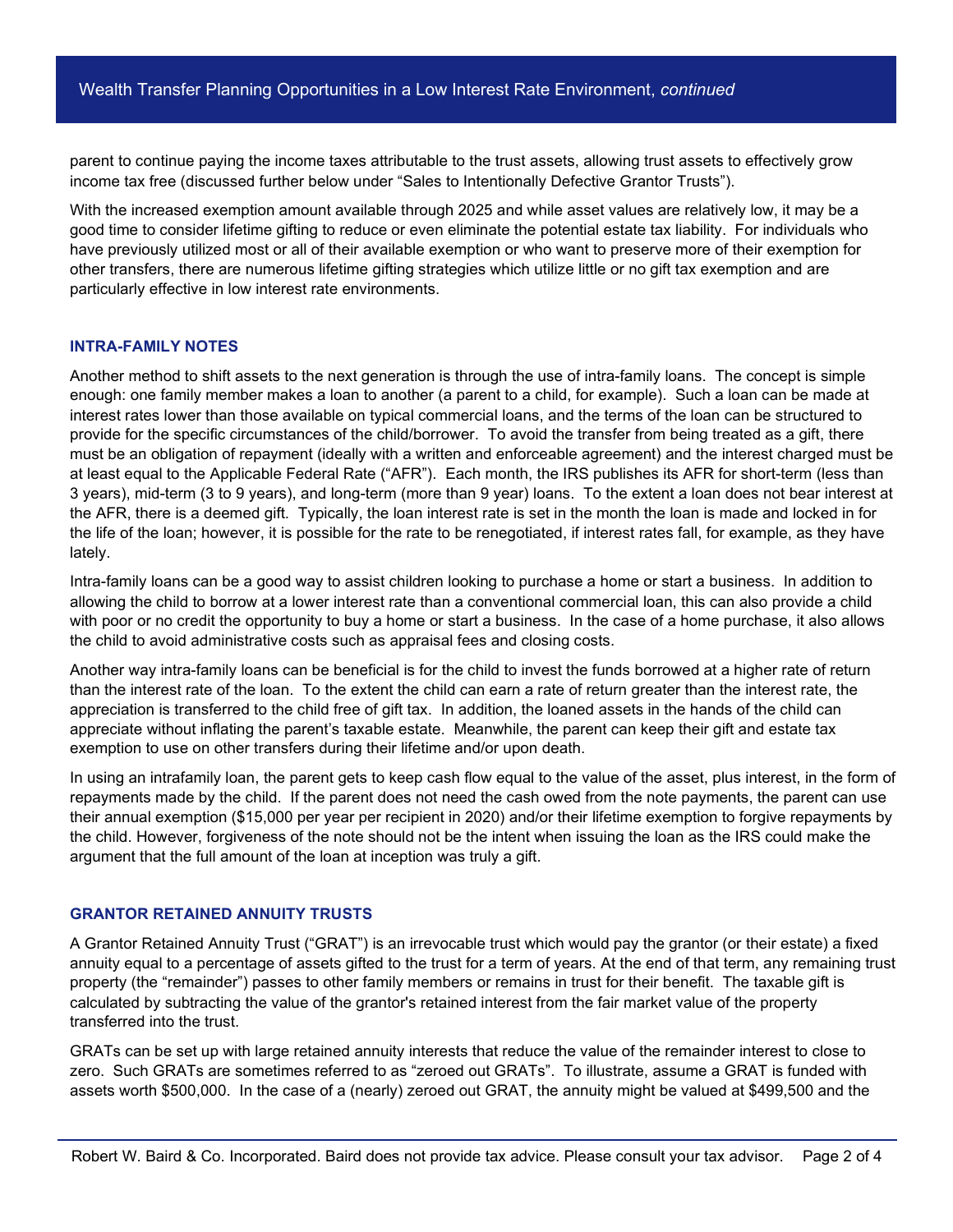parent to continue paying the income taxes attributable to the trust assets, allowing trust assets to effectively grow income tax free (discussed further below under "Sales to Intentionally Defective Grantor Trusts").

With the increased exemption amount available through 2025 and while asset values are relatively low, it may be a good time to consider lifetime gifting to reduce or even eliminate the potential estate tax liability. For individuals who have previously utilized most or all of their available exemption or who want to preserve more of their exemption for other transfers, there are numerous lifetime gifting strategies which utilize little or no gift tax exemption and are particularly effective in low interest rate environments.

## INTRA-FAMILY NOTES

Another method to shift assets to the next generation is through the use of intra-family loans. The concept is simple enough: one family member makes a loan to another (a parent to a child, for example). Such a loan can be made at interest rates lower than those available on typical commercial loans, and the terms of the loan can be structured to provide for the specific circumstances of the child/borrower. To avoid the transfer from being treated as a gift, there must be an obligation of repayment (ideally with a written and enforceable agreement) and the interest charged must be at least equal to the Applicable Federal Rate ("AFR"). Each month, the IRS publishes its AFR for short-term (less than 3 years), mid-term (3 to 9 years), and long-term (more than 9 year) loans. To the extent a loan does not bear interest at the AFR, there is a deemed gift. Typically, the loan interest rate is set in the month the loan is made and locked in for the life of the loan; however, it is possible for the rate to be renegotiated, if interest rates fall, for example, as they have lately.

Intra-family loans can be a good way to assist children looking to purchase a home or start a business. In addition to allowing the child to borrow at a lower interest rate than a conventional commercial loan, this can also provide a child with poor or no credit the opportunity to buy a home or start a business. In the case of a home purchase, it also allows the child to avoid administrative costs such as appraisal fees and closing costs.

Another way intra-family loans can be beneficial is for the child to invest the funds borrowed at a higher rate of return than the interest rate of the loan. To the extent the child can earn a rate of return greater than the interest rate, the appreciation is transferred to the child free of gift tax. In addition, the loaned assets in the hands of the child can appreciate without inflating the parent's taxable estate. Meanwhile, the parent can keep their gift and estate tax exemption to use on other transfers during their lifetime and/or upon death.

In using an intrafamily loan, the parent gets to keep cash flow equal to the value of the asset, plus interest, in the form of repayments made by the child. If the parent does not need the cash owed from the note payments, the parent can use their annual exemption ($15,000 per year per recipient in 2020) and/or their lifetime exemption to forgive repayments by the child. However, forgiveness of the note should not be the intent when issuing the loan as the IRS could make the argument that the full amount of the loan at inception was truly a gift.

## GRANTOR RETAINED ANNUITY TRUSTS

A Grantor Retained Annuity Trust ("GRAT") is an irrevocable trust which would pay the grantor (or their estate) a fixed annuity equal to a percentage of assets gifted to the trust for a term of years. At the end of that term, any remaining trust property (the "remainder") passes to other family members or remains in trust for their benefit. The taxable gift is calculated by subtracting the value of the grantor's retained interest from the fair market value of the property transferred into the trust.

GRATs can be set up with large retained annuity interests that reduce the value of the remainder interest to close to zero. Such GRATs are sometimes referred to as "zeroed out GRATs". To illustrate, assume a GRAT is funded with assets worth $500,000. In the case of a (nearly) zeroed out GRAT, the annuity might be valued at $499,500 and the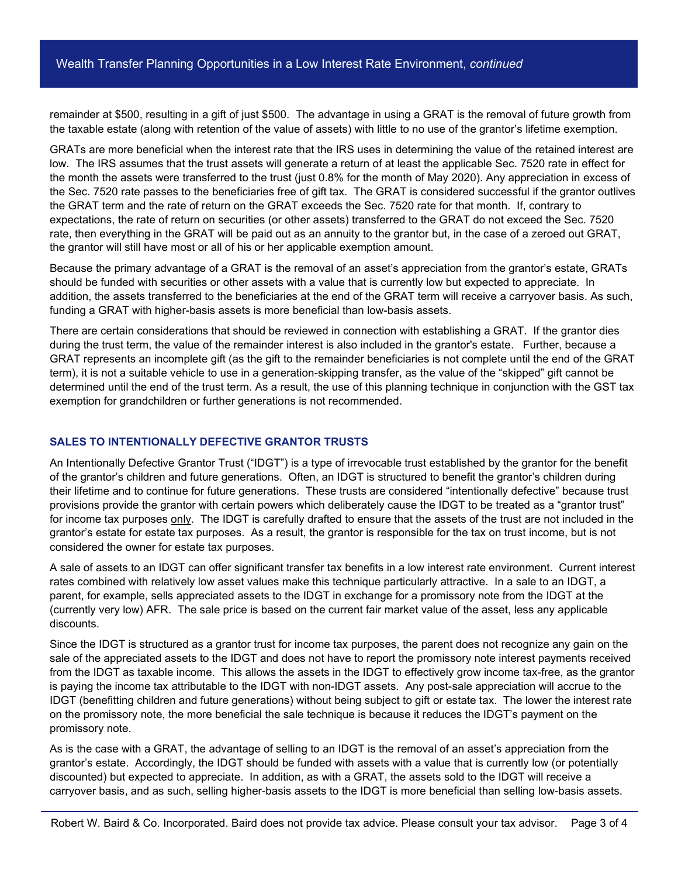remainder at $500, resulting in a gift of just $500. The advantage in using a GRAT is the removal of future growth from the taxable estate (along with retention of the value of assets) with little to no use of the grantor's lifetime exemption.

GRATs are more beneficial when the interest rate that the IRS uses in determining the value of the retained interest are low. The IRS assumes that the trust assets will generate a return of at least the applicable Sec. 7520 rate in effect for the month the assets were transferred to the trust (just 0.8% for the month of May 2020). Any appreciation in excess of the Sec. 7520 rate passes to the beneficiaries free of gift tax. The GRAT is considered successful if the grantor outlives the GRAT term and the rate of return on the GRAT exceeds the Sec. 7520 rate for that month. If, contrary to expectations, the rate of return on securities (or other assets) transferred to the GRAT do not exceed the Sec. 7520 rate, then everything in the GRAT will be paid out as an annuity to the grantor but, in the case of a zeroed out GRAT, the grantor will still have most or all of his or her applicable exemption amount.

Because the primary advantage of a GRAT is the removal of an asset's appreciation from the grantor's estate, GRATs should be funded with securities or other assets with a value that is currently low but expected to appreciate. In addition, the assets transferred to the beneficiaries at the end of the GRAT term will receive a carryover basis. As such, funding a GRAT with higher-basis assets is more beneficial than low-basis assets.

There are certain considerations that should be reviewed in connection with establishing a GRAT. If the grantor dies during the trust term, the value of the remainder interest is also included in the grantor's estate. Further, because a GRAT represents an incomplete gift (as the gift to the remainder beneficiaries is not complete until the end of the GRAT term), it is not a suitable vehicle to use in a generation-skipping transfer, as the value of the "skipped" gift cannot be determined until the end of the trust term. As a result, the use of this planning technique in conjunction with the GST tax exemption for grandchildren or further generations is not recommended.

## SALES TO INTENTIONALLY DEFECTIVE GRANTOR TRUSTS

An Intentionally Defective Grantor Trust ("IDGT") is a type of irrevocable trust established by the grantor for the benefit of the grantor's children and future generations. Often, an IDGT is structured to benefit the grantor's children during their lifetime and to continue for future generations. These trusts are considered "intentionally defective" because trust provisions provide the grantor with certain powers which deliberately cause the IDGT to be treated as a "grantor trust" for income tax purposes <u>only</u>. The IDGT is carefully drafted to ensure that the assets of the trust are not included in the grantor's estate for estate tax purposes. As a result, the grantor is responsible for the tax on trust income, but is not considered the owner for estate tax purposes.

A sale of assets to an IDGT can offer significant transfer tax benefits in a low interest rate environment. Current interest rates combined with relatively low asset values make this technique particularly attractive. In a sale to an IDGT, a parent, for example, sells appreciated assets to the IDGT in exchange for a promissory note from the IDGT at the (currently very low) AFR. The sale price is based on the current fair market value of the asset, less any applicable discounts.

Since the IDGT is structured as a grantor trust for income tax purposes, the parent does not recognize any gain on the sale of the appreciated assets to the IDGT and does not have to report the promissory note interest payments received from the IDGT as taxable income. This allows the assets in the IDGT to effectively grow income tax-free, as the grantor is paying the income tax attributable to the IDGT with non-IDGT assets. Any post-sale appreciation will accrue to the IDGT (benefitting children and future generations) without being subject to gift or estate tax. The lower the interest rate on the promissory note, the more beneficial the sale technique is because it reduces the IDGT's payment on the promissory note.

As is the case with a GRAT, the advantage of selling to an IDGT is the removal of an asset's appreciation from the grantor's estate. Accordingly, the IDGT should be funded with assets with a value that is currently low (or potentially discounted) but expected to appreciate. In addition, as with a GRAT, the assets sold to the IDGT will receive a carryover basis, and as such, selling higher-basis assets to the IDGT is more beneficial than selling low-basis assets.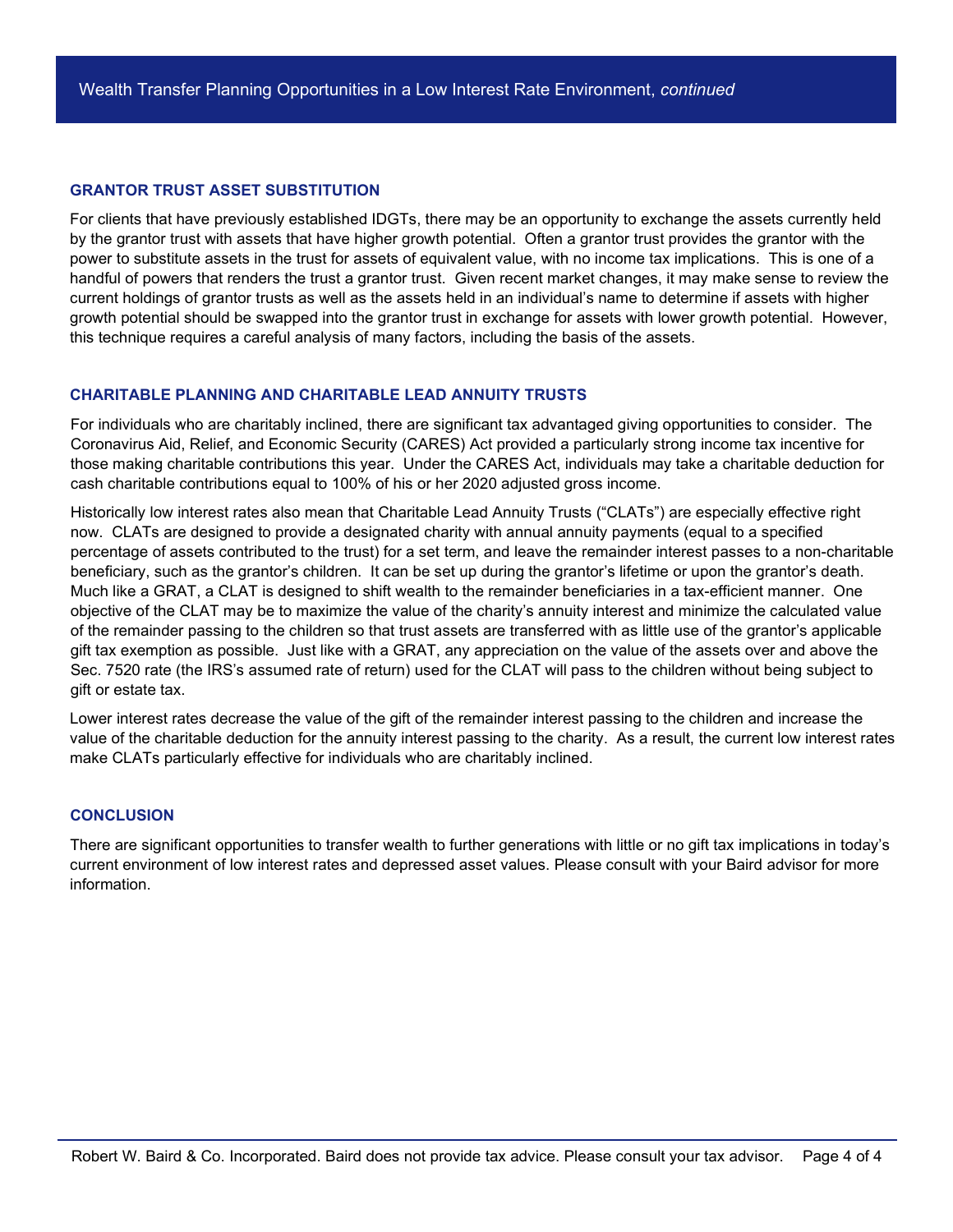## GRANTOR TRUST ASSET SUBSTITUTION

For clients that have previously established IDGTs, there may be an opportunity to exchange the assets currently held by the grantor trust with assets that have higher growth potential. Often a grantor trust provides the grantor with the power to substitute assets in the trust for assets of equivalent value, with no income tax implications. This is one of a handful of powers that renders the trust a grantor trust. Given recent market changes, it may make sense to review the current holdings of grantor trusts as well as the assets held in an individual's name to determine if assets with higher growth potential should be swapped into the grantor trust in exchange for assets with lower growth potential. However, this technique requires a careful analysis of many factors, including the basis of the assets.

## CHARITABLE PLANNING AND CHARITABLE LEAD ANNUITY TRUSTS

For individuals who are charitably inclined, there are significant tax advantaged giving opportunities to consider. The Coronavirus Aid, Relief, and Economic Security (CARES) Act provided a particularly strong income tax incentive for those making charitable contributions this year. Under the CARES Act, individuals may take a charitable deduction for cash charitable contributions equal to 100% of his or her 2020 adjusted gross income.

Historically low interest rates also mean that Charitable Lead Annuity Trusts ("CLATs") are especially effective right now. CLATs are designed to provide a designated charity with annual annuity payments (equal to a specified percentage of assets contributed to the trust) for a set term, and leave the remainder interest passes to a non-charitable beneficiary, such as the grantor's children. It can be set up during the grantor's lifetime or upon the grantor's death. Much like a GRAT, a CLAT is designed to shift wealth to the remainder beneficiaries in a tax-efficient manner. One objective of the CLAT may be to maximize the value of the charity's annuity interest and minimize the calculated value of the remainder passing to the children so that trust assets are transferred with as little use of the grantor's applicable gift tax exemption as possible. Just like with a GRAT, any appreciation on the value of the assets over and above the Sec. 7520 rate (the IRS's assumed rate of return) used for the CLAT will pass to the children without being subject to gift or estate tax.

Lower interest rates decrease the value of the gift of the remainder interest passing to the children and increase the value of the charitable deduction for the annuity interest passing to the charity. As a result, the current low interest rates make CLATs particularly effective for individuals who are charitably inclined.

## CONCLUSION

There are significant opportunities to transfer wealth to further generations with little or no gift tax implications in today's current environment of low interest rates and depressed asset values. Please consult with your Baird advisor for more information.